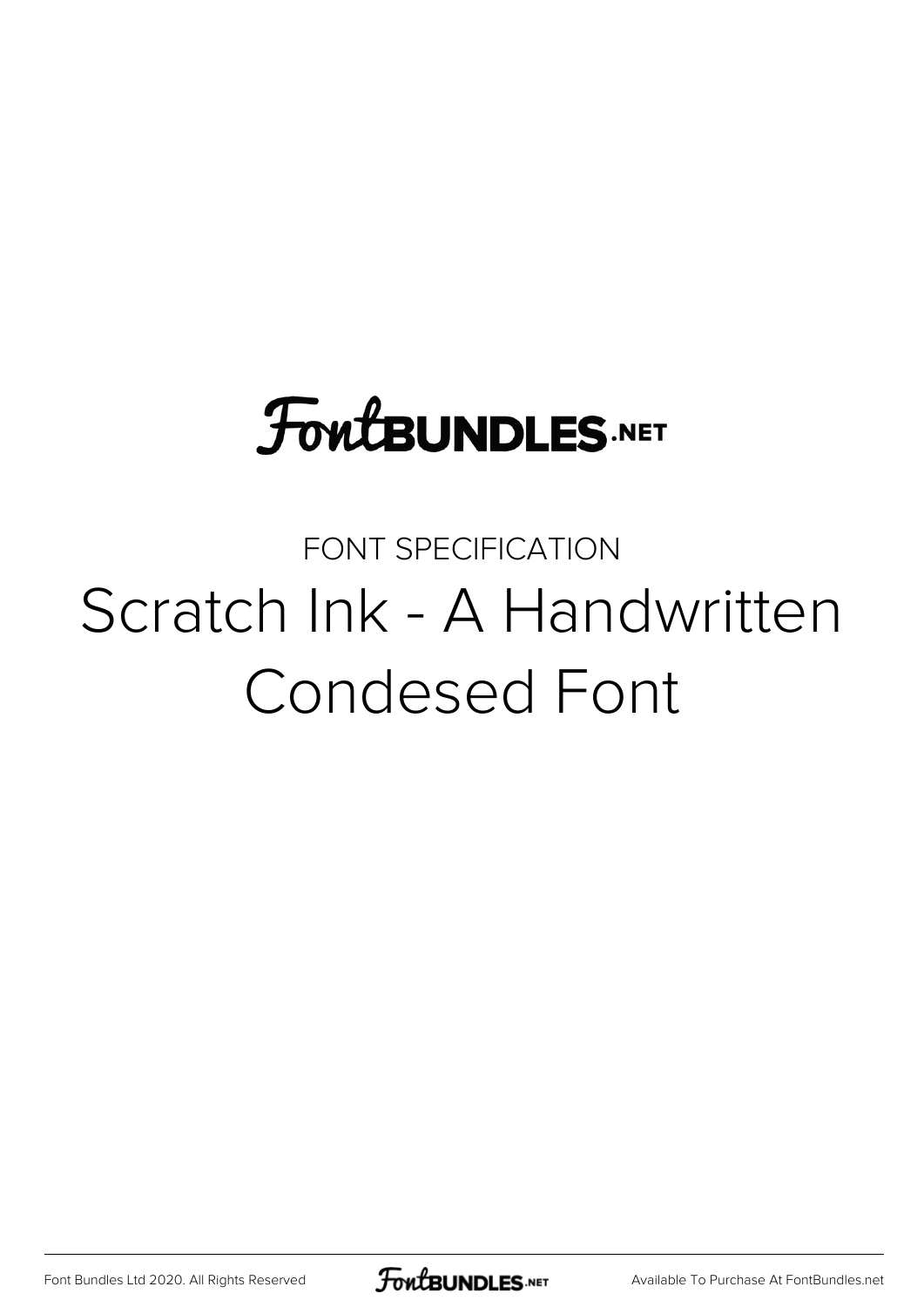FontBUNDLES.NET

FONT SPECIFICATION

# Scratch Ink - A Handwritten Condesed Font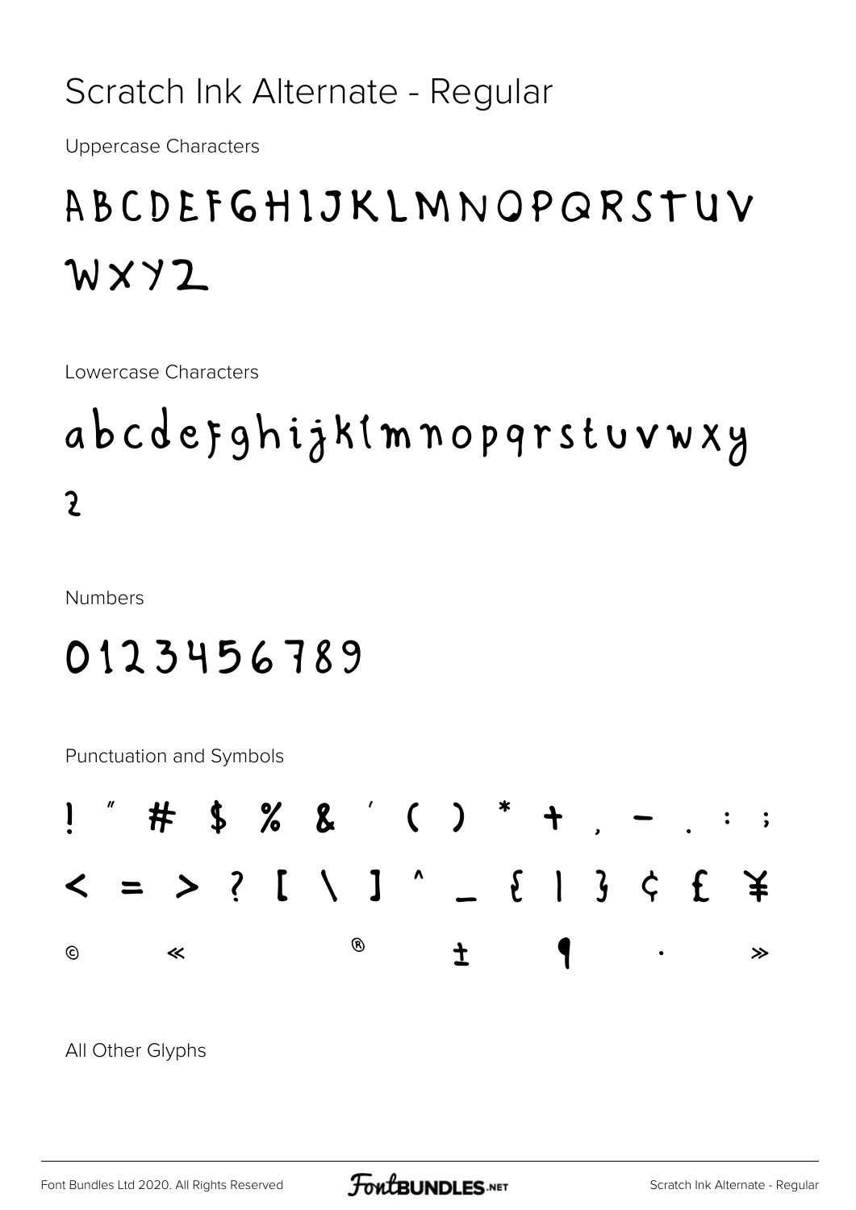# Scratch Ink Alternate - Regular

Uppercase Characters

ABCDEFGHIJKLMNOPQRSTUV
WXYZ

Lowercase Characters

abcdefghijklmnopqrstuvwxy
z

Numbers

0123456789

Punctuation and Symbols

! " # $ % & ' ( ) * + , - . : ;
< = > ? [ \ ] ^ _ { | } ¢ £ ¥
© « ® ± ¶ · »

All Other Glyphs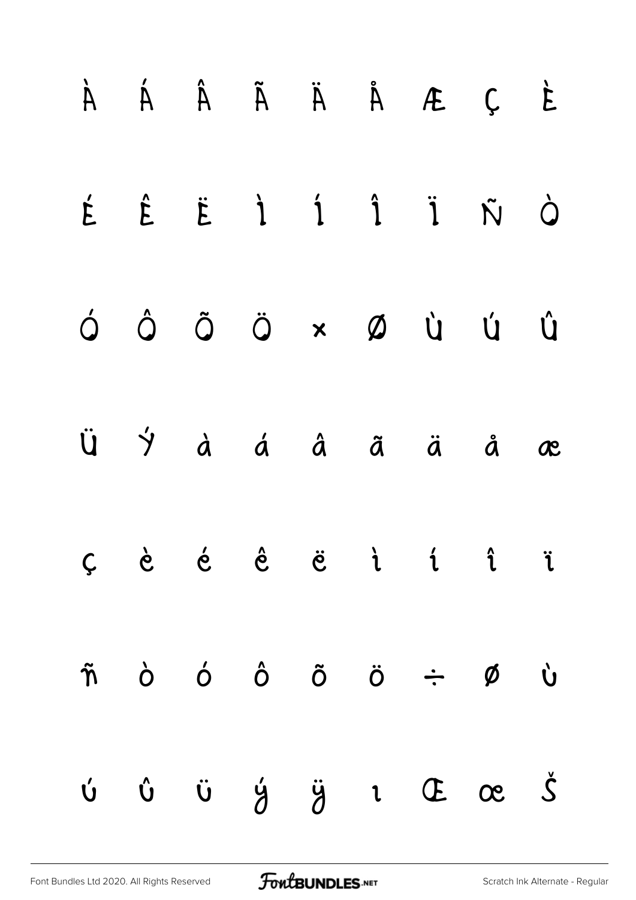À Á Â Ã Ä Å Æ Ç È

É Ê Ë Ì Í Î Ï Ñ Ò

Ó Ô Õ Ö × Ø Ù Ú Û

Ü Ý à á â ã ä å æ

ç è é ê ë ì í î ï

ñ ò ó ô õ ö ÷ ø ù

ú û ü ý ÿ ı Œ œ Š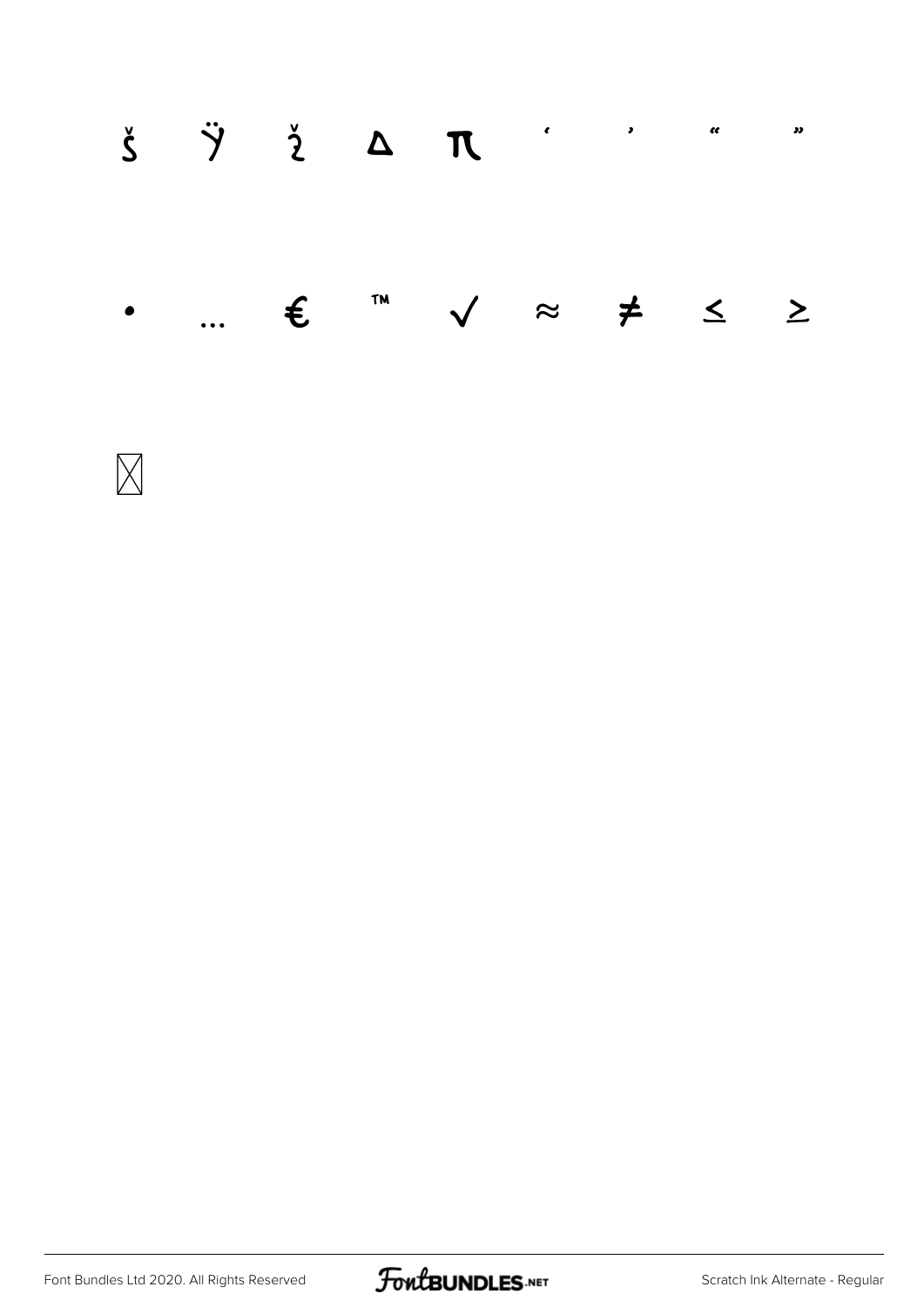š Ÿ ž ∆ π ‘ ’ “ ”

• … € ™ √ ≈ ≠ ≤ ≥

⌧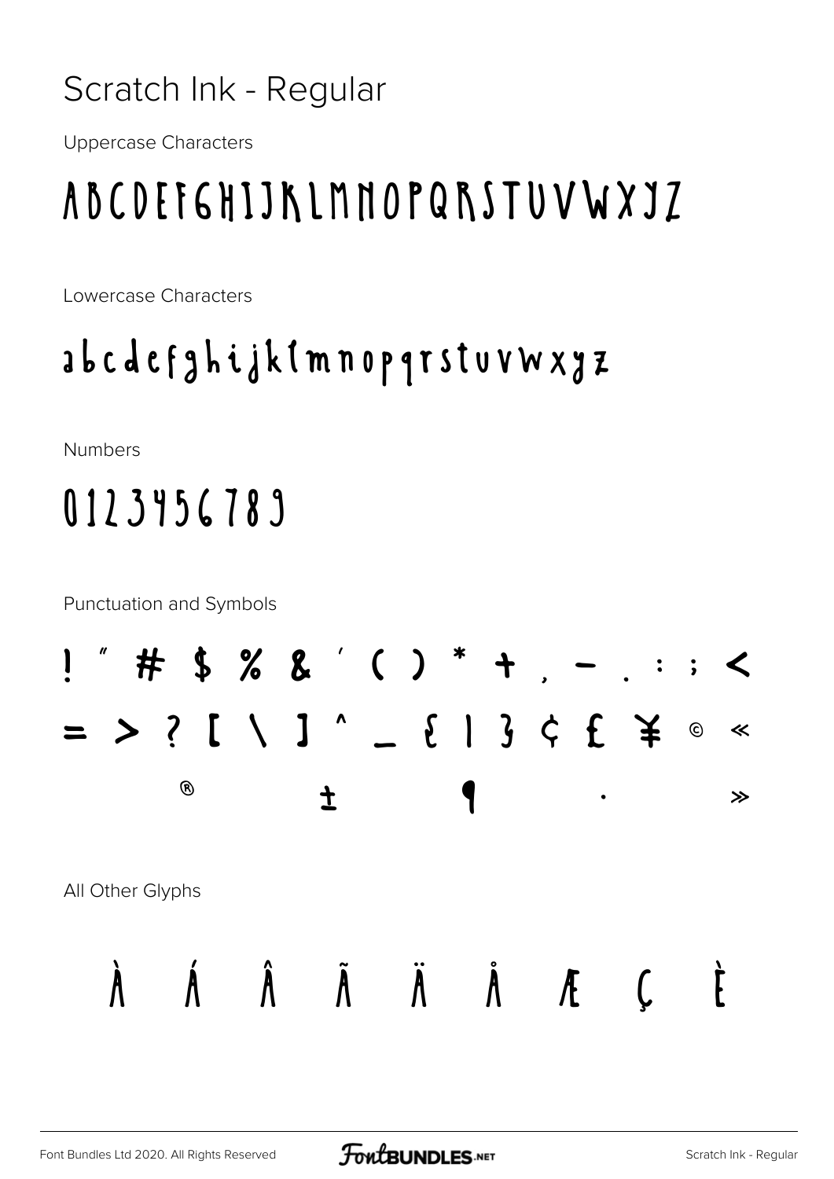Scratch Ink - Regular

Uppercase Characters

ABCDEFGHIJKLMNOPQRSTUVWXYZ

Lowercase Characters

abcdefghijklmnopqrstuvwxyz

Numbers

0123456789

Punctuation and Symbols

! " # $ % & ' ( ) * + , - . : ; <

= > ? [ \ ] ^ _ { | } ¢ £ ¥ © «

® ± ¶ · »

All Other Glyphs

À Á Â Ã Ä Å Æ Ç È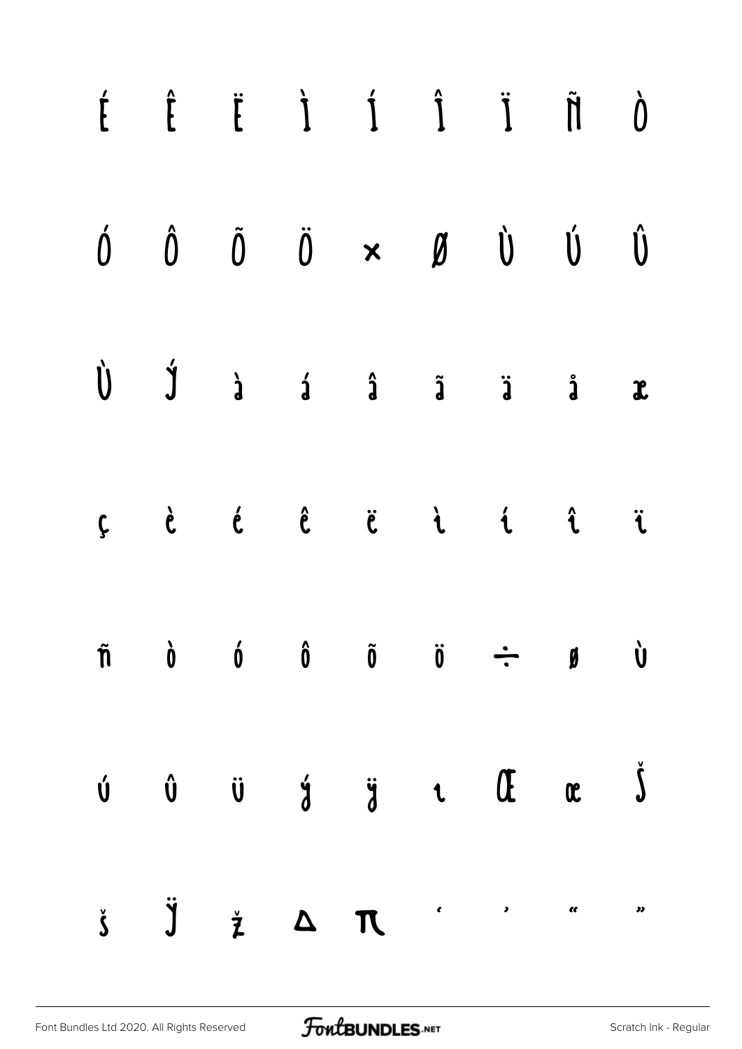É Ê Ë Ì Í Î Ï Ñ Ò

Ó Ô Õ Ö × Ø Ù Ú Û

Ü Ý à á â ã ä å æ

ç è é ê ë ì í î ï

ñ ò ó ô õ ö ÷ ø ù

ú û ü ý ÿ ı Œ œ Š

š Ÿ ž Δ π ‘ ’ “ ”